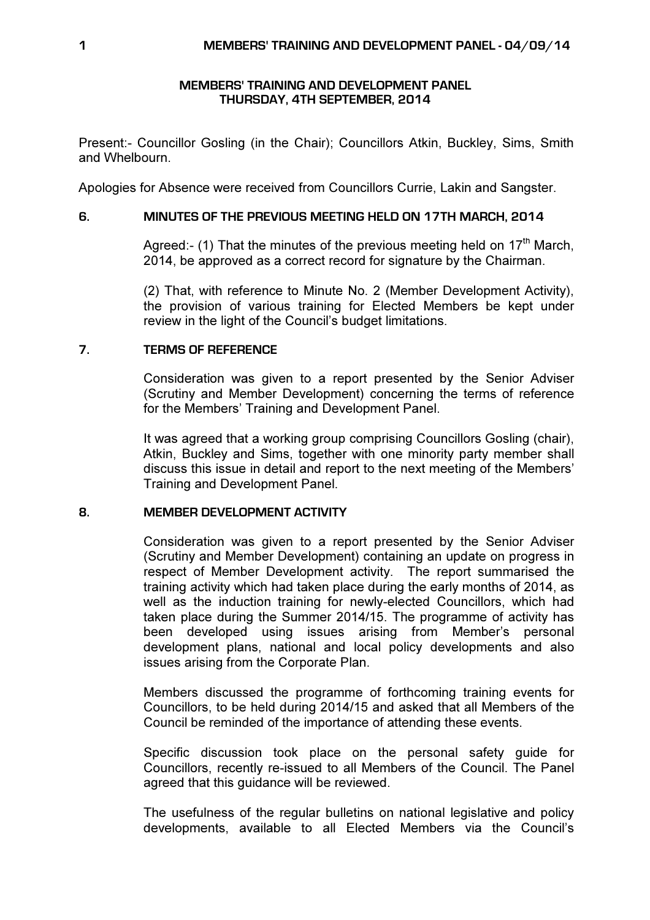# MEMBERS' TRAINING AND DEVELOPMENT PANEL
## THURSDAY, 4TH SEPTEMBER, 2014

Present:- Councillor Gosling (in the Chair); Councillors Atkin, Buckley, Sims, Smith and Whelbourn.

Apologies for Absence were received from Councillors Currie, Lakin and Sangster.

### 6. MINUTES OF THE PREVIOUS MEETING HELD ON 17TH MARCH, 2014

Agreed:- (1) That the minutes of the previous meeting held on 17th March, 2014, be approved as a correct record for signature by the Chairman.

(2) That, with reference to Minute No. 2 (Member Development Activity), the provision of various training for Elected Members be kept under review in the light of the Council's budget limitations.

### 7. TERMS OF REFERENCE

Consideration was given to a report presented by the Senior Adviser (Scrutiny and Member Development) concerning the terms of reference for the Members' Training and Development Panel.

It was agreed that a working group comprising Councillors Gosling (chair), Atkin, Buckley and Sims, together with one minority party member shall discuss this issue in detail and report to the next meeting of the Members' Training and Development Panel.

### 8. MEMBER DEVELOPMENT ACTIVITY

Consideration was given to a report presented by the Senior Adviser (Scrutiny and Member Development) containing an update on progress in respect of Member Development activity. The report summarised the training activity which had taken place during the early months of 2014, as well as the induction training for newly-elected Councillors, which had taken place during the Summer 2014/15. The programme of activity has been developed using issues arising from Member's personal development plans, national and local policy developments and also issues arising from the Corporate Plan.

Members discussed the programme of forthcoming training events for Councillors, to be held during 2014/15 and asked that all Members of the Council be reminded of the importance of attending these events.

Specific discussion took place on the personal safety guide for Councillors, recently re-issued to all Members of the Council. The Panel agreed that this guidance will be reviewed.

The usefulness of the regular bulletins on national legislative and policy developments, available to all Elected Members via the Council's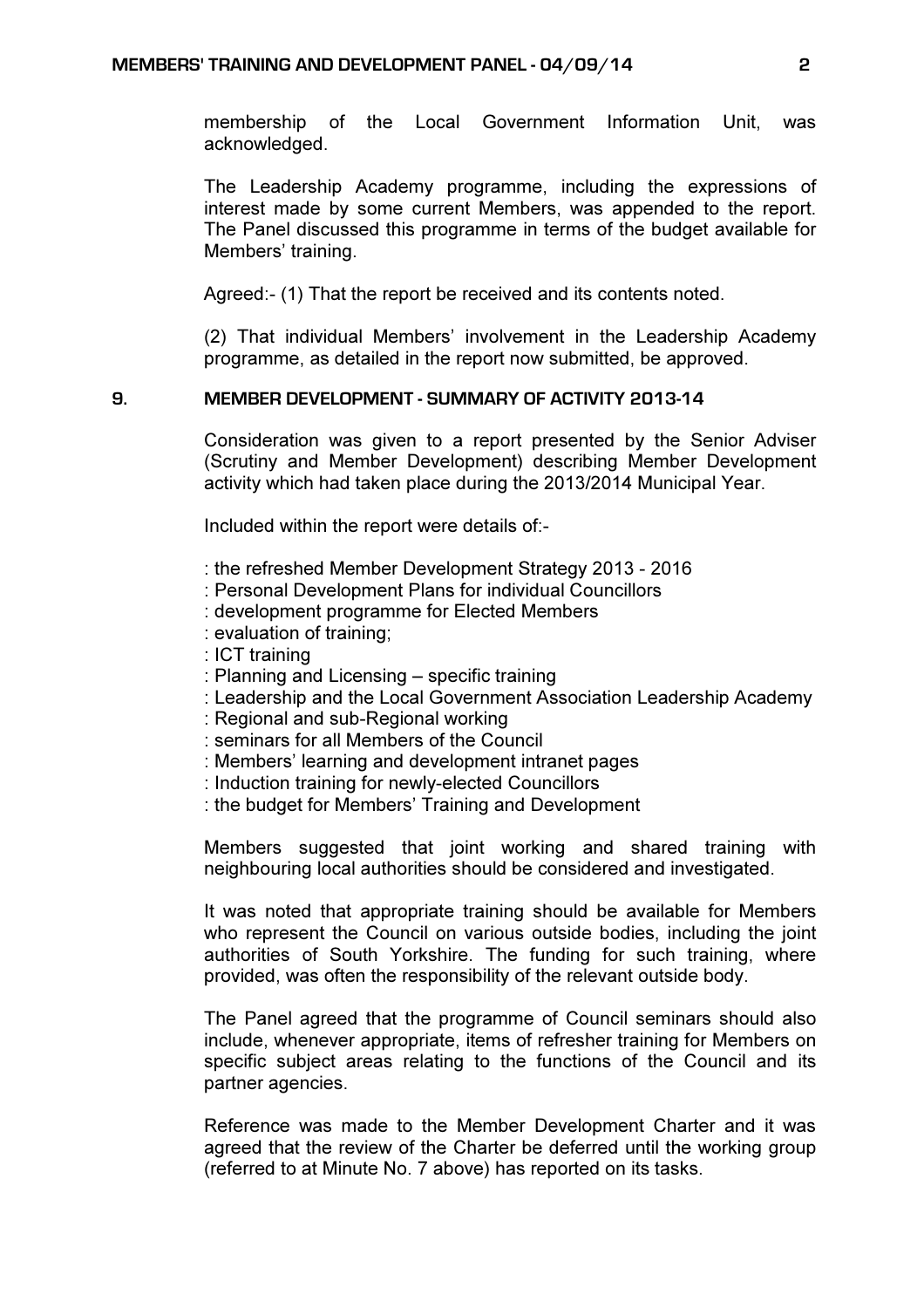membership of the Local Government Information Unit, was acknowledged.

The Leadership Academy programme, including the expressions of interest made by some current Members, was appended to the report. The Panel discussed this programme in terms of the budget available for Members' training.

Agreed:- (1) That the report be received and its contents noted.

(2) That individual Members' involvement in the Leadership Academy programme, as detailed in the report now submitted, be approved.

## 9. MEMBER DEVELOPMENT - SUMMARY OF ACTIVITY 2013-14

Consideration was given to a report presented by the Senior Adviser (Scrutiny and Member Development) describing Member Development activity which had taken place during the 2013/2014 Municipal Year.

Included within the report were details of:-

: the refreshed Member Development Strategy 2013 - 2016
: Personal Development Plans for individual Councillors
: development programme for Elected Members
: evaluation of training;
: ICT training
: Planning and Licensing – specific training
: Leadership and the Local Government Association Leadership Academy
: Regional and sub-Regional working
: seminars for all Members of the Council
: Members' learning and development intranet pages
: Induction training for newly-elected Councillors
: the budget for Members' Training and Development

Members suggested that joint working and shared training with neighbouring local authorities should be considered and investigated.

It was noted that appropriate training should be available for Members who represent the Council on various outside bodies, including the joint authorities of South Yorkshire. The funding for such training, where provided, was often the responsibility of the relevant outside body.

The Panel agreed that the programme of Council seminars should also include, whenever appropriate, items of refresher training for Members on specific subject areas relating to the functions of the Council and its partner agencies.

Reference was made to the Member Development Charter and it was agreed that the review of the Charter be deferred until the working group (referred to at Minute No. 7 above) has reported on its tasks.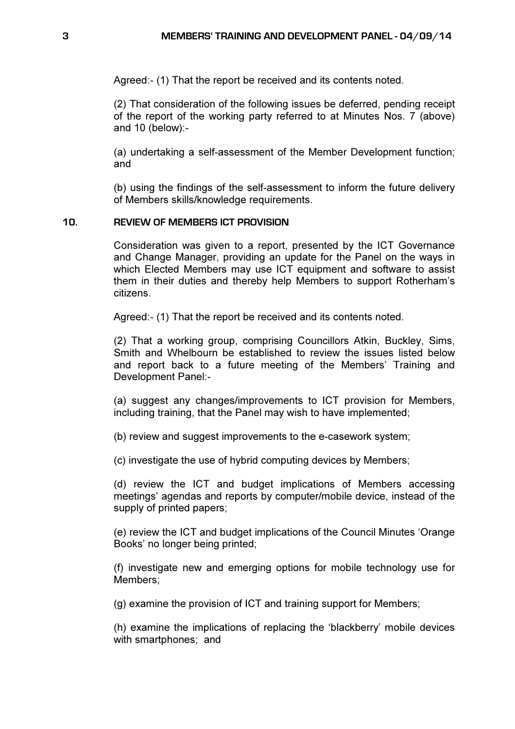Agreed:- (1) That the report be received and its contents noted.

(2) That consideration of the following issues be deferred, pending receipt of the report of the working party referred to at Minutes Nos. 7 (above) and 10 (below):-

(a) undertaking a self-assessment of the Member Development function; and

(b) using the findings of the self-assessment to inform the future delivery of Members skills/knowledge requirements.

## 10. REVIEW OF MEMBERS ICT PROVISION

Consideration was given to a report, presented by the ICT Governance and Change Manager, providing an update for the Panel on the ways in which Elected Members may use ICT equipment and software to assist them in their duties and thereby help Members to support Rotherham's citizens.

Agreed:- (1) That the report be received and its contents noted.

(2) That a working group, comprising Councillors Atkin, Buckley, Sims, Smith and Whelbourn be established to review the issues listed below and report back to a future meeting of the Members' Training and Development Panel:-

(a) suggest any changes/improvements to ICT provision for Members, including training, that the Panel may wish to have implemented;

(b) review and suggest improvements to the e-casework system;

(c) investigate the use of hybrid computing devices by Members;

(d) review the ICT and budget implications of Members accessing meetings' agendas and reports by computer/mobile device, instead of the supply of printed papers;

(e) review the ICT and budget implications of the Council Minutes 'Orange Books' no longer being printed;

(f) investigate new and emerging options for mobile technology use for Members;

(g) examine the provision of ICT and training support for Members;

(h) examine the implications of replacing the 'blackberry' mobile devices with smartphones; and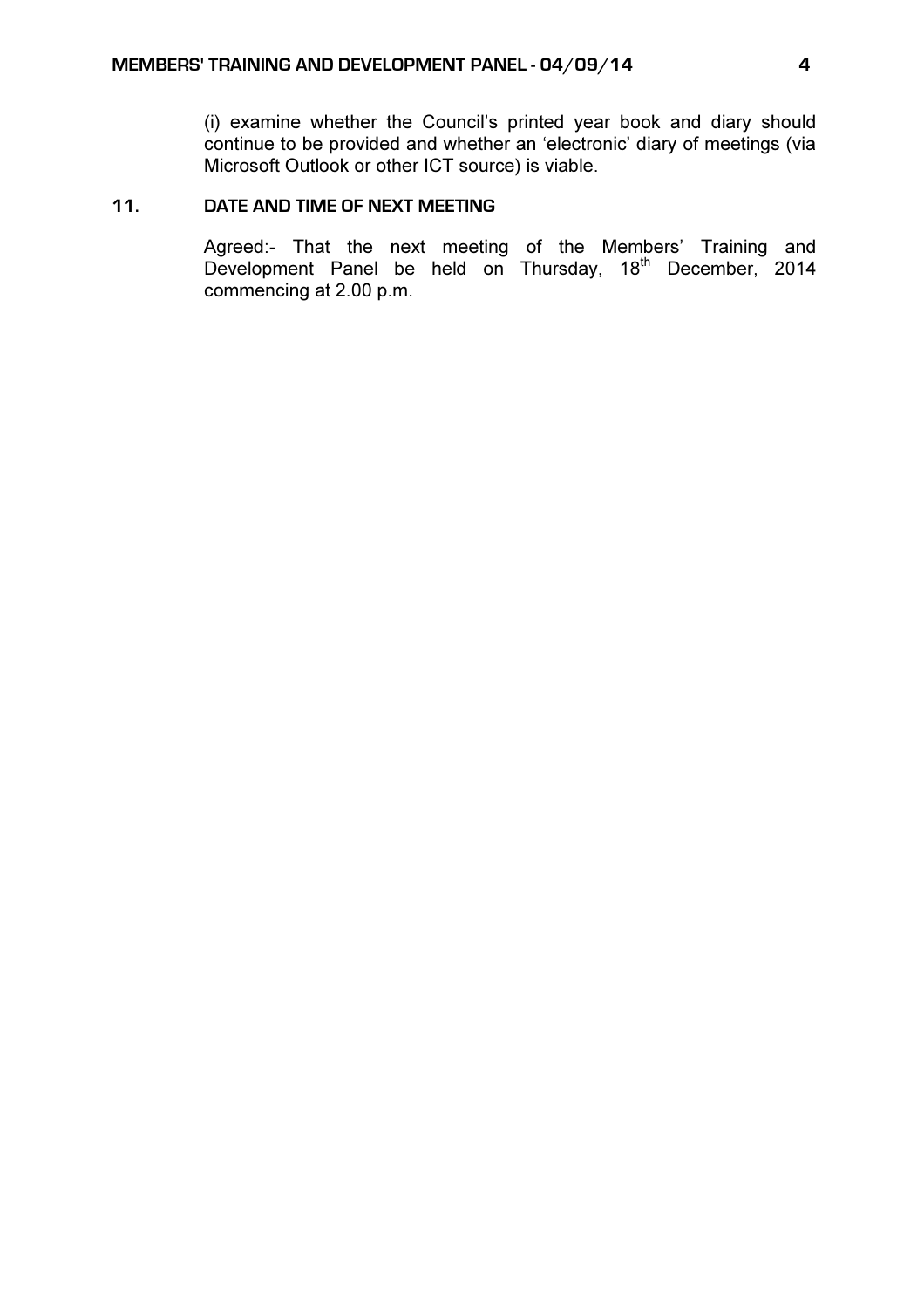(i) examine whether the Council's printed year book and diary should continue to be provided and whether an 'electronic' diary of meetings (via Microsoft Outlook or other ICT source) is viable.

## 11. DATE AND TIME OF NEXT MEETING

Agreed:- That the next meeting of the Members' Training and Development Panel be held on Thursday, 18th December, 2014 commencing at 2.00 p.m.